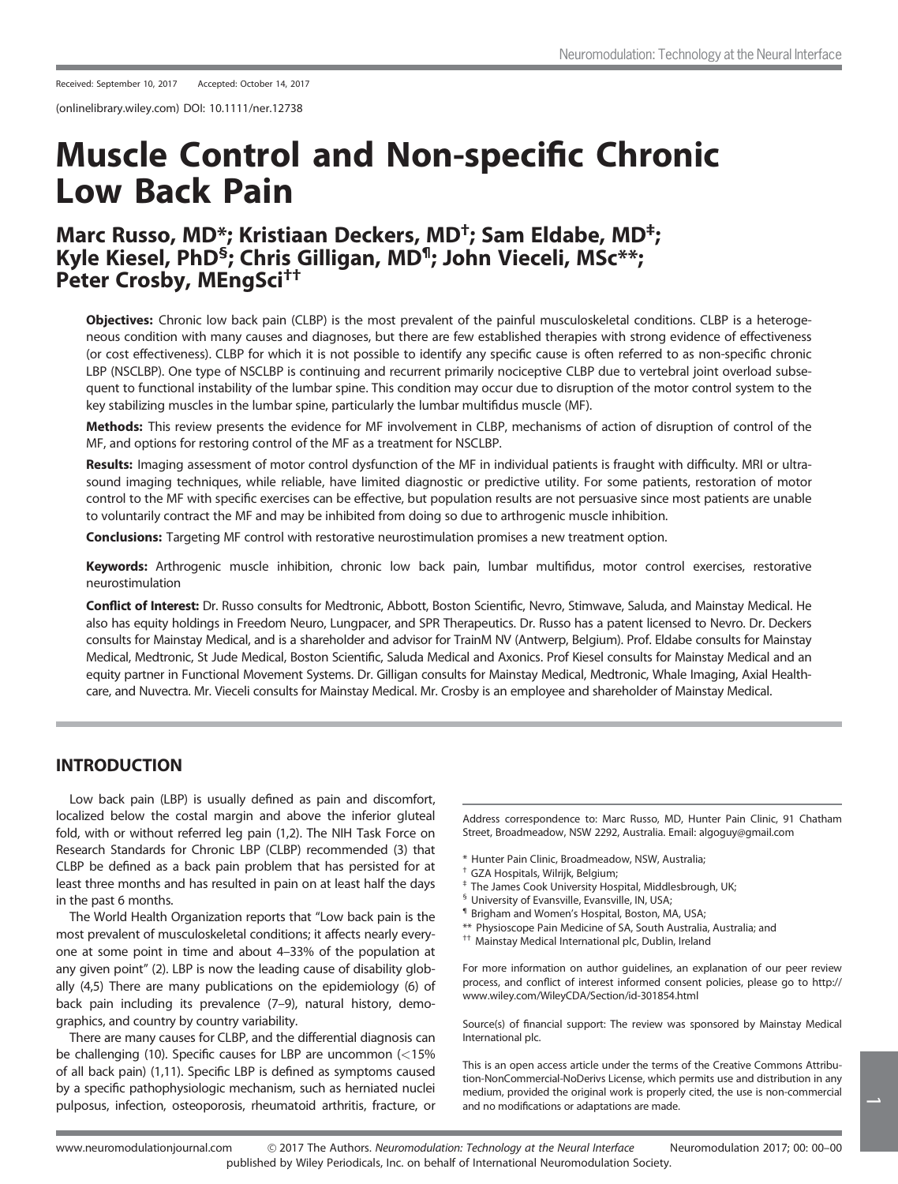Received: September 10, 2017 Accepted: October 14, 2017

(onlinelibrary.wiley.com) DOI: 10.1111/ner.12738

# Muscle Control and Non-specific Chronic Low Back Pain

## Marc Russo, MD*; Kristiaan Deckers, MD†; Sam Eldabe, MD‡; Kyle Kiesel, PhD§; Chris Gilligan, MD¶; John Vieceli, MSc**; Peter Crosby, MEngSci††

**Objectives:** Chronic low back pain (CLBP) is the most prevalent of the painful musculoskeletal conditions. CLBP is a heterogeneous condition with many causes and diagnoses, but there are few established therapies with strong evidence of effectiveness (or cost effectiveness). CLBP for which it is not possible to identify any specific cause is often referred to as non-specific chronic LBP (NSCLBP). One type of NSCLBP is continuing and recurrent primarily nociceptive CLBP due to vertebral joint overload subsequent to functional instability of the lumbar spine. This condition may occur due to disruption of the motor control system to the key stabilizing muscles in the lumbar spine, particularly the lumbar multifidus muscle (MF).

**Methods:** This review presents the evidence for MF involvement in CLBP, mechanisms of action of disruption of control of the MF, and options for restoring control of the MF as a treatment for NSCLBP.

**Results:** Imaging assessment of motor control dysfunction of the MF in individual patients is fraught with difficulty. MRI or ultrasound imaging techniques, while reliable, have limited diagnostic or predictive utility. For some patients, restoration of motor control to the MF with specific exercises can be effective, but population results are not persuasive since most patients are unable to voluntarily contract the MF and may be inhibited from doing so due to arthrogenic muscle inhibition.

**Conclusions:** Targeting MF control with restorative neurostimulation promises a new treatment option.

**Keywords:** Arthrogenic muscle inhibition, chronic low back pain, lumbar multifidus, motor control exercises, restorative neurostimulation

**Conflict of Interest:** Dr. Russo consults for Medtronic, Abbott, Boston Scientific, Nevro, Stimwave, Saluda, and Mainstay Medical. He also has equity holdings in Freedom Neuro, Lungpacer, and SPR Therapeutics. Dr. Russo has a patent licensed to Nevro. Dr. Deckers consults for Mainstay Medical, and is a shareholder and advisor for TrainM NV (Antwerp, Belgium). Prof. Eldabe consults for Mainstay Medical, Medtronic, St Jude Medical, Boston Scientific, Saluda Medical and Axonics. Prof Kiesel consults for Mainstay Medical and an equity partner in Functional Movement Systems. Dr. Gilligan consults for Mainstay Medical, Medtronic, Whale Imaging, Axial Healthcare, and Nuvectra. Mr. Vieceli consults for Mainstay Medical. Mr. Crosby is an employee and shareholder of Mainstay Medical.

## INTRODUCTION

Low back pain (LBP) is usually defined as pain and discomfort, localized below the costal margin and above the inferior gluteal fold, with or without referred leg pain (1,2). The NIH Task Force on Research Standards for Chronic LBP (CLBP) recommended (3) that CLBP be defined as a back pain problem that has persisted for at least three months and has resulted in pain on at least half the days in the past 6 months.

The World Health Organization reports that "Low back pain is the most prevalent of musculoskeletal conditions; it affects nearly everyone at some point in time and about 4–33% of the population at any given point" (2). LBP is now the leading cause of disability globally (4,5) There are many publications on the epidemiology (6) of back pain including its prevalence (7–9), natural history, demographics, and country by country variability.

There are many causes for CLBP, and the differential diagnosis can be challenging (10). Specific causes for LBP are uncommon (<15% of all back pain) (1,11). Specific LBP is defined as symptoms caused by a specific pathophysiologic mechanism, such as herniated nuclei pulposus, infection, osteoporosis, rheumatoid arthritis, fracture, or

Address correspondence to: Marc Russo, MD, Hunter Pain Clinic, 91 Chatham Street, Broadmeadow, NSW 2292, Australia. Email: algoguy@gmail.com

\* Hunter Pain Clinic, Broadmeadow, NSW, Australia;
† GZA Hospitals, Wilrijk, Belgium;
‡ The James Cook University Hospital, Middlesbrough, UK;
§ University of Evansville, Evansville, IN, USA;
¶ Brigham and Women's Hospital, Boston, MA, USA;
** Physioscope Pain Medicine of SA, South Australia, Australia; and
†† Mainstay Medical International plc, Dublin, Ireland

For more information on author guidelines, an explanation of our peer review process, and conflict of interest informed consent policies, please go to http://www.wiley.com/WileyCDA/Section/id-301854.html

Source(s) of financial support: The review was sponsored by Mainstay Medical International plc.

This is an open access article under the terms of the Creative Commons Attribution-NonCommercial-NoDerivs License, which permits use and distribution in any medium, provided the original work is properly cited, the use is non-commercial and no modifications or adaptations are made.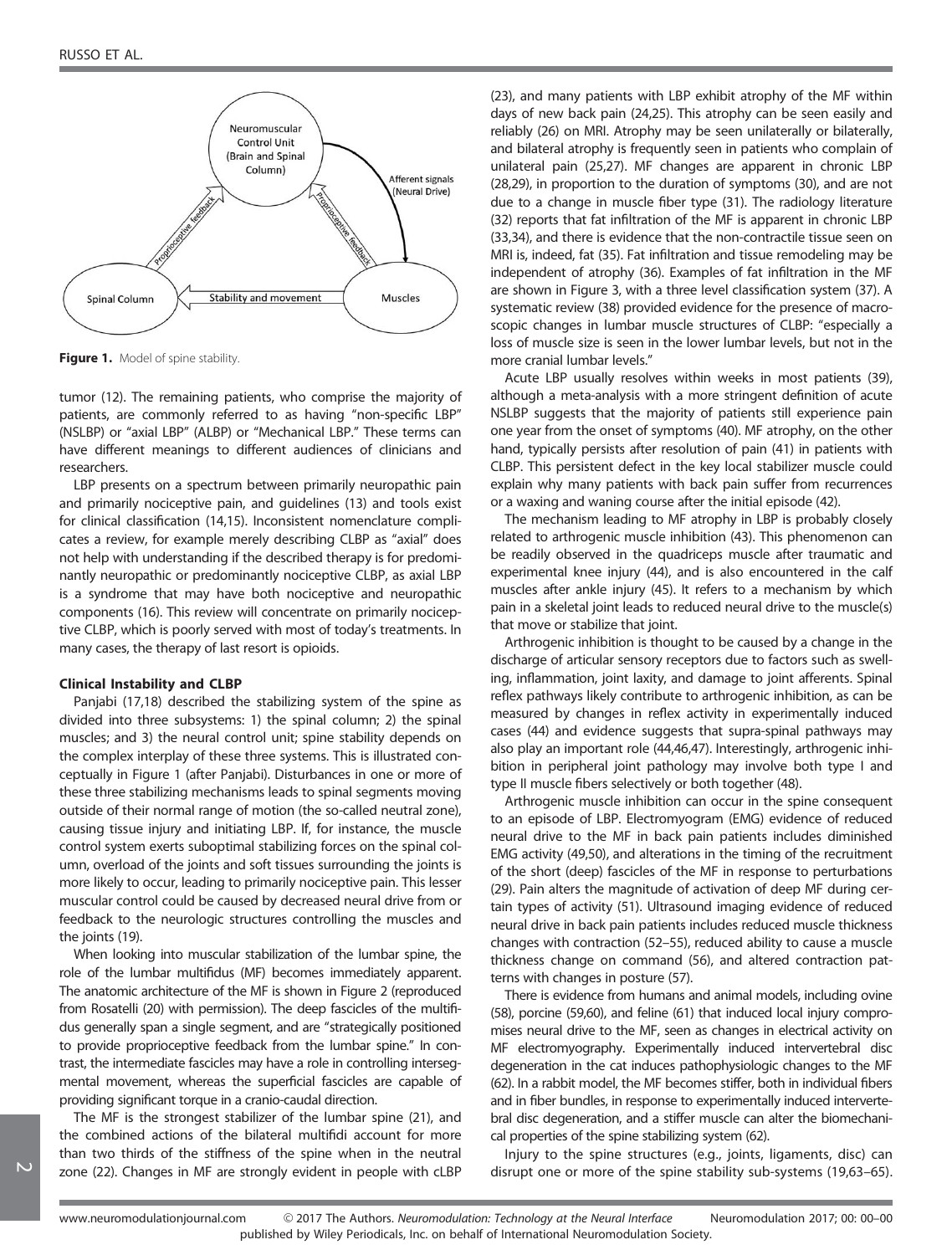Figure 1. Model of spine stability.

tumor (12). The remaining patients, who comprise the majority of patients, are commonly referred to as having "non-specific LBP" (NSLBP) or "axial LBP" (ALBP) or "Mechanical LBP." These terms can have different meanings to different audiences of clinicians and researchers.

LBP presents on a spectrum between primarily neuropathic pain and primarily nociceptive pain, and guidelines (13) and tools exist for clinical classification (14,15). Inconsistent nomenclature complicates a review, for example merely describing CLBP as "axial" does not help with understanding if the described therapy is for predominantly neuropathic or predominantly nociceptive CLBP, as axial LBP is a syndrome that may have both nociceptive and neuropathic components (16). This review will concentrate on primarily nociceptive CLBP, which is poorly served with most of today's treatments. In many cases, the therapy of last resort is opioids.

#### Clinical Instability and CLBP

Panjabi (17,18) described the stabilizing system of the spine as divided into three subsystems: 1) the spinal column; 2) the spinal muscles; and 3) the neural control unit; spine stability depends on the complex interplay of these three systems. This is illustrated conceptually in Figure 1 (after Panjabi). Disturbances in one or more of these three stabilizing mechanisms leads to spinal segments moving outside of their normal range of motion (the so-called neutral zone), causing tissue injury and initiating LBP. If, for instance, the muscle control system exerts suboptimal stabilizing forces on the spinal column, overload of the joints and soft tissues surrounding the joints is more likely to occur, leading to primarily nociceptive pain. This lesser muscular control could be caused by decreased neural drive from or feedback to the neurologic structures controlling the muscles and the joints (19).

When looking into muscular stabilization of the lumbar spine, the role of the lumbar multifidus (MF) becomes immediately apparent. The anatomic architecture of the MF is shown in Figure 2 (reproduced from Rosatelli (20) with permission). The deep fascicles of the multifidus generally span a single segment, and are "strategically positioned to provide proprioceptive feedback from the lumbar spine." In contrast, the intermediate fascicles may have a role in controlling intersegmental movement, whereas the superficial fascicles are capable of providing significant torque in a cranio-caudal direction.

The MF is the strongest stabilizer of the lumbar spine (21), and the combined actions of the bilateral multifidi account for more than two thirds of the stiffness of the spine when in the neutral zone (22). Changes in MF are strongly evident in people with cLBP (23), and many patients with LBP exhibit atrophy of the MF within days of new back pain (24,25). This atrophy can be seen easily and reliably (26) on MRI. Atrophy may be seen unilaterally or bilaterally, and bilateral atrophy is frequently seen in patients who complain of unilateral pain (25,27). MF changes are apparent in chronic LBP (28,29), in proportion to the duration of symptoms (30), and are not due to a change in muscle fiber type (31). The radiology literature (32) reports that fat infiltration of the MF is apparent in chronic LBP (33,34), and there is evidence that the non-contractile tissue seen on MRI is, indeed, fat (35). Fat infiltration and tissue remodeling may be independent of atrophy (36). Examples of fat infiltration in the MF are shown in Figure 3, with a three level classification system (37). A systematic review (38) provided evidence for the presence of macroscopic changes in lumbar muscle structures of CLBP: "especially a loss of muscle size is seen in the lower lumbar levels, but not in the more cranial lumbar levels."

Acute LBP usually resolves within weeks in most patients (39), although a meta-analysis with a more stringent definition of acute NSLBP suggests that the majority of patients still experience pain one year from the onset of symptoms (40). MF atrophy, on the other hand, typically persists after resolution of pain (41) in patients with CLBP. This persistent defect in the key local stabilizer muscle could explain why many patients with back pain suffer from recurrences or a waxing and waning course after the initial episode (42).

The mechanism leading to MF atrophy in LBP is probably closely related to arthrogenic muscle inhibition (43). This phenomenon can be readily observed in the quadriceps muscle after traumatic and experimental knee injury (44), and is also encountered in the calf muscles after ankle injury (45). It refers to a mechanism by which pain in a skeletal joint leads to reduced neural drive to the muscle(s) that move or stabilize that joint.

Arthrogenic inhibition is thought to be caused by a change in the discharge of articular sensory receptors due to factors such as swelling, inflammation, joint laxity, and damage to joint afferents. Spinal reflex pathways likely contribute to arthrogenic inhibition, as can be measured by changes in reflex activity in experimentally induced cases (44) and evidence suggests that supra-spinal pathways may also play an important role (44,46,47). Interestingly, arthrogenic inhibition in peripheral joint pathology may involve both type I and type II muscle fibers selectively or both together (48).

Arthrogenic muscle inhibition can occur in the spine consequent to an episode of LBP. Electromyogram (EMG) evidence of reduced neural drive to the MF in back pain patients includes diminished EMG activity (49,50), and alterations in the timing of the recruitment of the short (deep) fascicles of the MF in response to perturbations (29). Pain alters the magnitude of activation of deep MF during certain types of activity (51). Ultrasound imaging evidence of reduced neural drive in back pain patients includes reduced muscle thickness changes with contraction (52–55), reduced ability to cause a muscle thickness change on command (56), and altered contraction patterns with changes in posture (57).

There is evidence from humans and animal models, including ovine (58), porcine (59,60), and feline (61) that induced local injury compromises neural drive to the MF, seen as changes in electrical activity on MF electromyography. Experimentally induced intervertebral disc degeneration in the cat induces pathophysiologic changes to the MF (62). In a rabbit model, the MF becomes stiffer, both in individual fibers and in fiber bundles, in response to experimentally induced intervertebral disc degeneration, and a stiffer muscle can alter the biomechanical properties of the spine stabilizing system (62).

Injury to the spine structures (e.g., joints, ligaments, disc) can disrupt one or more of the spine stability sub-systems (19,63–65).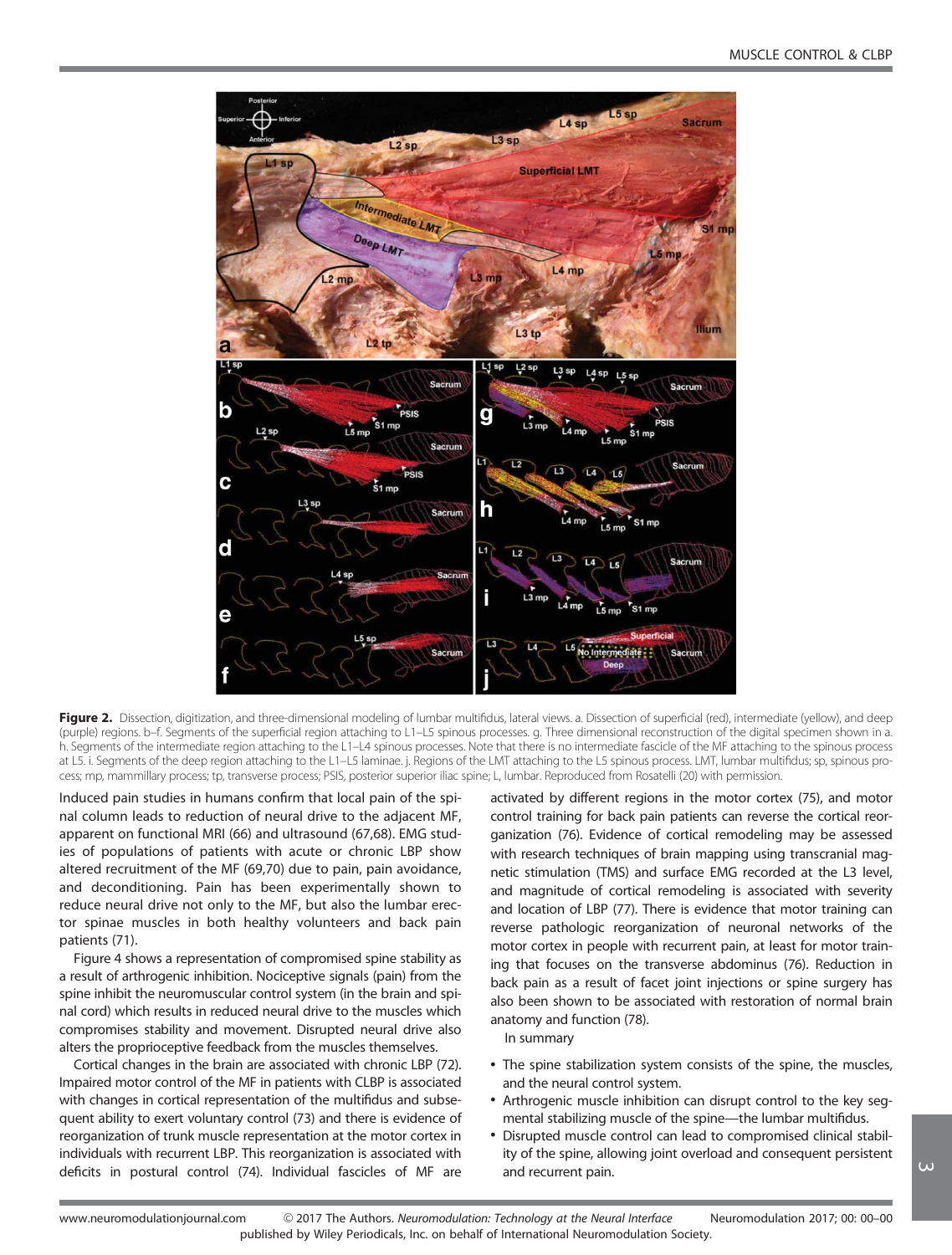**Figure 2.** Dissection, digitization, and three-dimensional modeling of lumbar multifidus, lateral views. a. Dissection of superficial (red), intermediate (yellow), and deep (purple) regions. b–f. Segments of the superficial region attaching to L1–L5 spinous processes. g. Three dimensional reconstruction of the digital specimen shown in a. h. Segments of the intermediate region attaching to the L1–L4 spinous processes. Note that there is no intermediate fascicle of the MF attaching to the spinous process at L5. i. Segments of the deep region attaching to the L1–L5 laminae. j. Regions of the LMT attaching to the L5 spinous process. LMT, lumbar multifidus; sp, spinous process; mp, mammillary process; tp, transverse process; PSIS, posterior superior iliac spine; L, lumbar. Reproduced from Rosatelli (20) with permission.

Induced pain studies in humans confirm that local pain of the spinal column leads to reduction of neural drive to the adjacent MF, apparent on functional MRI (66) and ultrasound (67,68). EMG studies of populations of patients with acute or chronic LBP show altered recruitment of the MF (69,70) due to pain, pain avoidance, and deconditioning. Pain has been experimentally shown to reduce neural drive not only to the MF, but also the lumbar erector spinae muscles in both healthy volunteers and back pain patients (71).

Figure 4 shows a representation of compromised spine stability as a result of arthrogenic inhibition. Nociceptive signals (pain) from the spine inhibit the neuromuscular control system (in the brain and spinal cord) which results in reduced neural drive to the muscles which compromises stability and movement. Disrupted neural drive also alters the proprioceptive feedback from the muscles themselves.

Cortical changes in the brain are associated with chronic LBP (72). Impaired motor control of the MF in patients with CLBP is associated with changes in cortical representation of the multifidus and subsequent ability to exert voluntary control (73) and there is evidence of reorganization of trunk muscle representation at the motor cortex in individuals with recurrent LBP. This reorganization is associated with deficits in postural control (74). Individual fascicles of MF are activated by different regions in the motor cortex (75), and motor control training for back pain patients can reverse the cortical reorganization (76). Evidence of cortical remodeling may be assessed with research techniques of brain mapping using transcranial magnetic stimulation (TMS) and surface EMG recorded at the L3 level, and magnitude of cortical remodeling is associated with severity and location of LBP (77). There is evidence that motor training can reverse pathologic reorganization of neuronal networks of the motor cortex in people with recurrent pain, at least for motor training that focuses on the transverse abdominus (76). Reduction in back pain as a result of facet joint injections or spine surgery has also been shown to be associated with restoration of normal brain anatomy and function (78).

In summary

- The spine stabilization system consists of the spine, the muscles, and the neural control system.
- Arthrogenic muscle inhibition can disrupt control to the key segmental stabilizing muscle of the spine—the lumbar multifidus.
- Disrupted muscle control can lead to compromised clinical stability of the spine, allowing joint overload and consequent persistent and recurrent pain.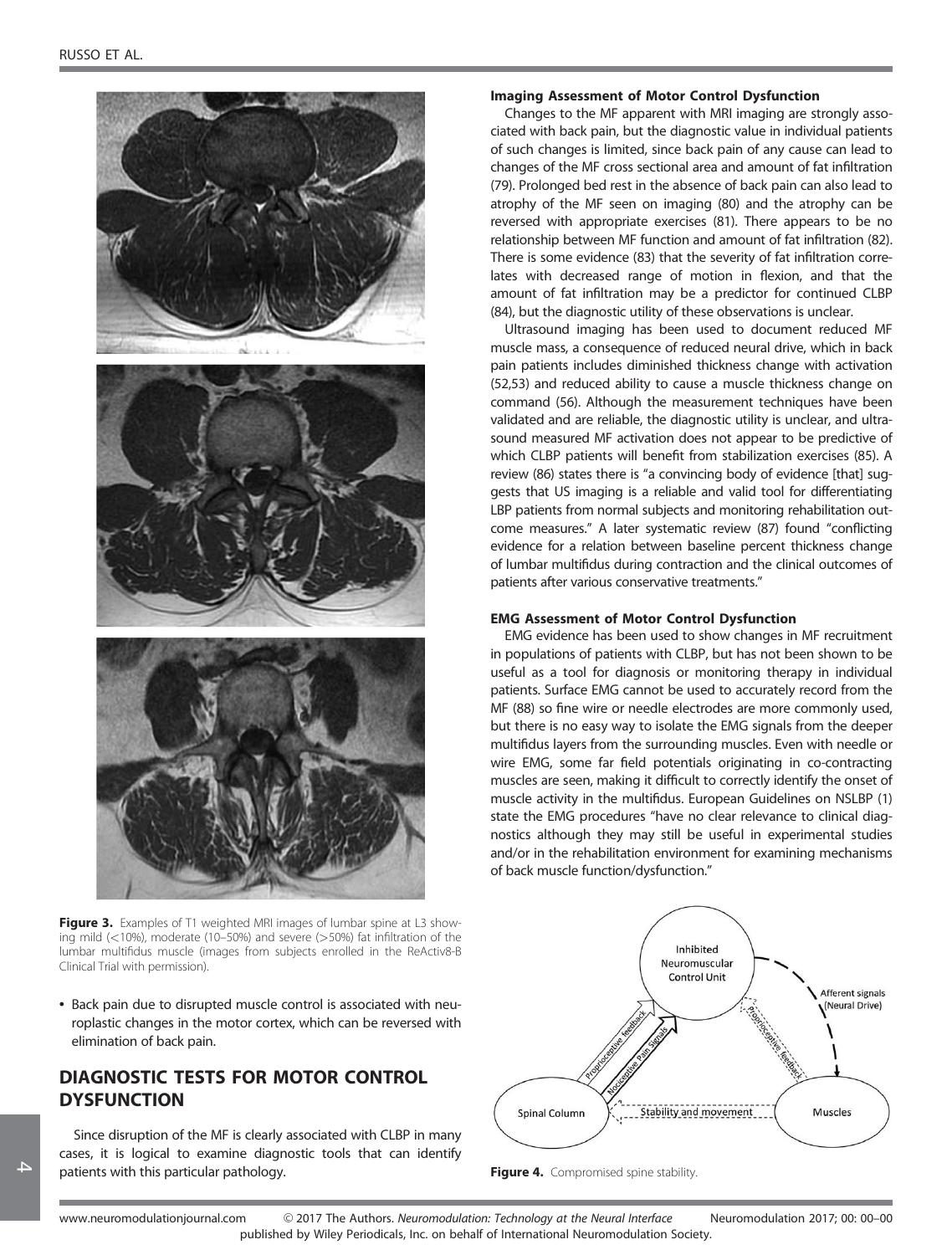Figure 3. Examples of T1 weighted MRI images of lumbar spine at L3 showing mild (<10%), moderate (10–50%) and severe (>50%) fat infiltration of the lumbar multifidus muscle (images from subjects enrolled in the ReActiv8-B Clinical Trial with permission).

- Back pain due to disrupted muscle control is associated with neuroplastic changes in the motor cortex, which can be reversed with elimination of back pain.

## DIAGNOSTIC TESTS FOR MOTOR CONTROL DYSFUNCTION

Since disruption of the MF is clearly associated with CLBP in many cases, it is logical to examine diagnostic tools that can identify patients with this particular pathology.

### Imaging Assessment of Motor Control Dysfunction

Changes to the MF apparent with MRI imaging are strongly associated with back pain, but the diagnostic value in individual patients of such changes is limited, since back pain of any cause can lead to changes of the MF cross sectional area and amount of fat infiltration (79). Prolonged bed rest in the absence of back pain can also lead to atrophy of the MF seen on imaging (80) and the atrophy can be reversed with appropriate exercises (81). There appears to be no relationship between MF function and amount of fat infiltration (82). There is some evidence (83) that the severity of fat infiltration correlates with decreased range of motion in flexion, and that the amount of fat infiltration may be a predictor for continued CLBP (84), but the diagnostic utility of these observations is unclear.

Ultrasound imaging has been used to document reduced MF muscle mass, a consequence of reduced neural drive, which in back pain patients includes diminished thickness change with activation (52,53) and reduced ability to cause a muscle thickness change on command (56). Although the measurement techniques have been validated and are reliable, the diagnostic utility is unclear, and ultrasound measured MF activation does not appear to be predictive of which CLBP patients will benefit from stabilization exercises (85). A review (86) states there is "a convincing body of evidence [that] suggests that US imaging is a reliable and valid tool for differentiating LBP patients from normal subjects and monitoring rehabilitation outcome measures." A later systematic review (87) found "conflicting evidence for a relation between baseline percent thickness change of lumbar multifidus during contraction and the clinical outcomes of patients after various conservative treatments."

### EMG Assessment of Motor Control Dysfunction

EMG evidence has been used to show changes in MF recruitment in populations of patients with CLBP, but has not been shown to be useful as a tool for diagnosis or monitoring therapy in individual patients. Surface EMG cannot be used to accurately record from the MF (88) so fine wire or needle electrodes are more commonly used, but there is no easy way to isolate the EMG signals from the deeper multifidus layers from the surrounding muscles. Even with needle or wire EMG, some far field potentials originating in co-contracting muscles are seen, making it difficult to correctly identify the onset of muscle activity in the multifidus. European Guidelines on NSLBP (1) state the EMG procedures "have no clear relevance to clinical diagnostics although they may still be useful in experimental studies and/or in the rehabilitation environment for examining mechanisms of back muscle function/dysfunction."

Figure 4. Compromised spine stability.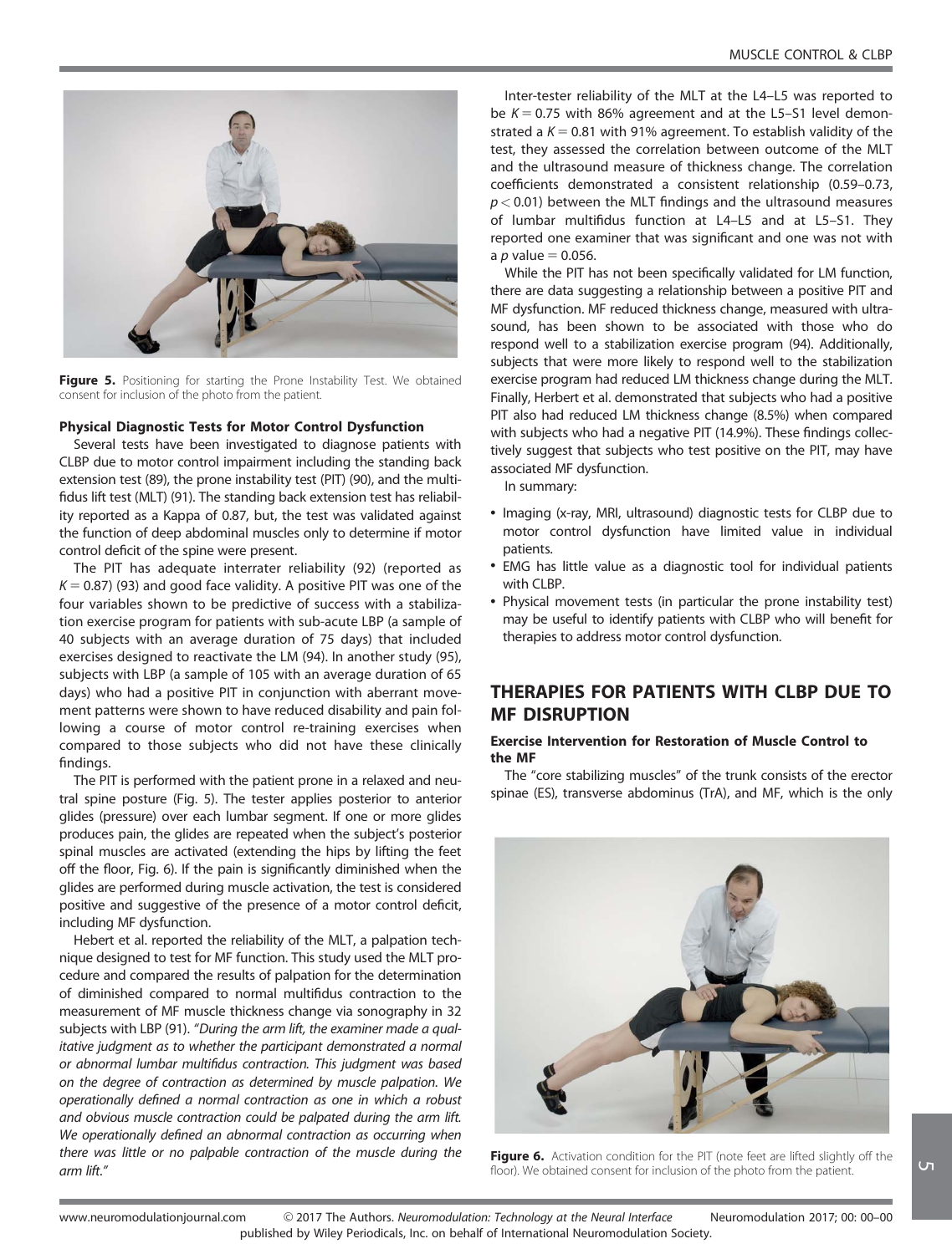Figure 5. Positioning for starting the Prone Instability Test. We obtained consent for inclusion of the photo from the patient.

### Physical Diagnostic Tests for Motor Control Dysfunction

Several tests have been investigated to diagnose patients with CLBP due to motor control impairment including the standing back extension test (89), the prone instability test (PIT) (90), and the multifidus lift test (MLT) (91). The standing back extension test has reliability reported as a Kappa of 0.87, but, the test was validated against the function of deep abdominal muscles only to determine if motor control deficit of the spine were present.

The PIT has adequate interrater reliability (92) (reported as $K = 0.87$) (93) and good face validity. A positive PIT was one of the four variables shown to be predictive of success with a stabilization exercise program for patients with sub-acute LBP (a sample of 40 subjects with an average duration of 75 days) that included exercises designed to reactivate the LM (94). In another study (95), subjects with LBP (a sample of 105 with an average duration of 65 days) who had a positive PIT in conjunction with aberrant movement patterns were shown to have reduced disability and pain following a course of motor control re-training exercises when compared to those subjects who did not have these clinically findings.

The PIT is performed with the patient prone in a relaxed and neutral spine posture (Fig. 5). The tester applies posterior to anterior glides (pressure) over each lumbar segment. If one or more glides produces pain, the glides are repeated when the subject's posterior spinal muscles are activated (extending the hips by lifting the feet off the floor, Fig. 6). If the pain is significantly diminished when the glides are performed during muscle activation, the test is considered positive and suggestive of the presence of a motor control deficit, including MF dysfunction.

Hebert et al. reported the reliability of the MLT, a palpation technique designed to test for MF function. This study used the MLT procedure and compared the results of palpation for the determination of diminished compared to normal multifidus contraction to the measurement of MF muscle thickness change via sonography in 32 subjects with LBP (91). *"During the arm lift, the examiner made a qualitative judgment as to whether the participant demonstrated a normal or abnormal lumbar multifidus contraction. This judgment was based on the degree of contraction as determined by muscle palpation. We operationally defined a normal contraction as one in which a robust and obvious muscle contraction could be palpated during the arm lift. We operationally defined an abnormal contraction as occurring when there was little or no palpable contraction of the muscle during the arm lift."*

Inter-tester reliability of the MLT at the L4–L5 was reported to be $K = 0.75$ with 86% agreement and at the L5–S1 level demonstrated a $K = 0.81$ with 91% agreement. To establish validity of the test, they assessed the correlation between outcome of the MLT and the ultrasound measure of thickness change. The correlation coefficients demonstrated a consistent relationship (0.59–0.73, $p < 0.01$) between the MLT findings and the ultrasound measures of lumbar multifidus function at L4–L5 and at L5–S1. They reported one examiner that was significant and one was not with a $p$ value $= 0.056$.

While the PIT has not been specifically validated for LM function, there are data suggesting a relationship between a positive PIT and MF dysfunction. MF reduced thickness change, measured with ultrasound, has been shown to be associated with those who do respond well to a stabilization exercise program (94). Additionally, subjects that were more likely to respond well to the stabilization exercise program had reduced LM thickness change during the MLT. Finally, Herbert et al. demonstrated that subjects who had a positive PIT also had reduced LM thickness change (8.5%) when compared with subjects who had a negative PIT (14.9%). These findings collectively suggest that subjects who test positive on the PIT, may have associated MF dysfunction.

In summary:

- Imaging (x-ray, MRI, ultrasound) diagnostic tests for CLBP due to motor control dysfunction have limited value in individual patients.
- EMG has little value as a diagnostic tool for individual patients with CLBP.
- Physical movement tests (in particular the prone instability test) may be useful to identify patients with CLBP who will benefit for therapies to address motor control dysfunction.

## THERAPIES FOR PATIENTS WITH CLBP DUE TO MF DISRUPTION

### Exercise Intervention for Restoration of Muscle Control to the MF

The "core stabilizing muscles" of the trunk consists of the erector spinae (ES), transverse abdominus (TrA), and MF, which is the only

Figure 6. Activation condition for the PIT (note feet are lifted slightly off the floor). We obtained consent for inclusion of the photo from the patient.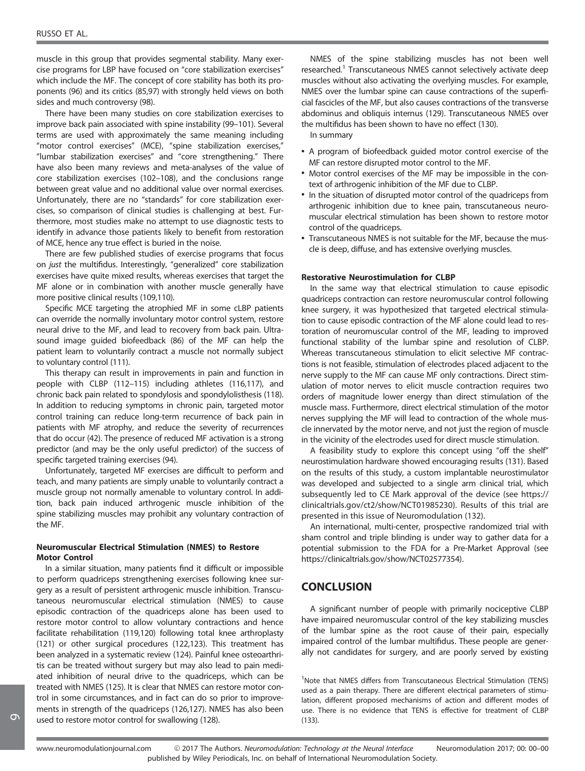muscle in this group that provides segmental stability. Many exercise programs for LBP have focused on "core stabilization exercises" which include the MF. The concept of core stability has both its proponents (96) and its critics (85,97) with strongly held views on both sides and much controversy (98).

There have been many studies on core stabilization exercises to improve back pain associated with spine instability (99–101). Several terms are used with approximately the same meaning including "motor control exercises" (MCE), "spine stabilization exercises," "lumbar stabilization exercises" and "core strengthening." There have also been many reviews and meta-analyses of the value of core stabilization exercises (102–108), and the conclusions range between great value and no additional value over normal exercises. Unfortunately, there are no "standards" for core stabilization exercises, so comparison of clinical studies is challenging at best. Furthermore, most studies make no attempt to use diagnostic tests to identify in advance those patients likely to benefit from restoration of MCE, hence any true effect is buried in the noise.

There are few published studies of exercise programs that focus on *just* the multifidus. Interestingly, "generalized" core stabilization exercises have quite mixed results, whereas exercises that target the MF alone or in combination with another muscle generally have more positive clinical results (109,110).

Specific MCE targeting the atrophied MF in some cLBP patients can override the normally involuntary motor control system, restore neural drive to the MF, and lead to recovery from back pain. Ultrasound image guided biofeedback (86) of the MF can help the patient learn to voluntarily contract a muscle not normally subject to voluntary control (111).

This therapy can result in improvements in pain and function in people with CLBP (112–115) including athletes (116,117), and chronic back pain related to spondylosis and spondylolisthesis (118). In addition to reducing symptoms in chronic pain, targeted motor control training can reduce long-term recurrence of back pain in patients with MF atrophy, and reduce the severity of recurrences that do occur (42). The presence of reduced MF activation is a strong predictor (and may be the only useful predictor) of the success of specific targeted training exercises (94).

Unfortunately, targeted MF exercises are difficult to perform and teach, and many patients are simply unable to voluntarily contract a muscle group not normally amenable to voluntary control. In addition, back pain induced arthrogenic muscle inhibition of the spine stabilizing muscles may prohibit any voluntary contraction of the MF.

#### Neuromuscular Electrical Stimulation (NMES) to Restore Motor Control

In a similar situation, many patients find it difficult or impossible to perform quadriceps strengthening exercises following knee surgery as a result of persistent arthrogenic muscle inhibition. Transcutaneous neuromuscular electrical stimulation (NMES) to cause episodic contraction of the quadriceps alone has been used to restore motor control to allow voluntary contractions and hence facilitate rehabilitation (119,120) following total knee arthroplasty (121) or other surgical procedures (122,123). This treatment has been analyzed in a systematic review (124). Painful knee osteoarthritis can be treated without surgery but may also lead to pain mediated inhibition of neural drive to the quadriceps, which can be treated with NMES (125). It is clear that NMES can restore motor control in some circumstances, and in fact can do so prior to improvements in strength of the quadriceps (126,127). NMES has also been used to restore motor control for swallowing (128).

NMES of the spine stabilizing muscles has not been well researched.[1] Transcutaneous NMES cannot selectively activate deep muscles without also activating the overlying muscles. For example, NMES over the lumbar spine can cause contractions of the superficial fascicles of the MF, but also causes contractions of the transverse abdominus and obliquis internus (129). Transcutaneous NMES over the multifidus has been shown to have no effect (130).

In summary

- A program of biofeedback guided motor control exercise of the MF can restore disrupted motor control to the MF.
- Motor control exercises of the MF may be impossible in the context of arthrogenic inhibition of the MF due to CLBP.
- In the situation of disrupted motor control of the quadriceps from arthrogenic inhibition due to knee pain, transcutaneous neuromuscular electrical stimulation has been shown to restore motor control of the quadriceps.
- Transcutaneous NMES is not suitable for the MF, because the muscle is deep, diffuse, and has extensive overlying muscles.

#### Restorative Neurostimulation for CLBP

In the same way that electrical stimulation to cause episodic quadriceps contraction can restore neuromuscular control following knee surgery, it was hypothesized that targeted electrical stimulation to cause episodic contraction of the MF alone could lead to restoration of neuromuscular control of the MF, leading to improved functional stability of the lumbar spine and resolution of CLBP. Whereas transcutaneous stimulation to elicit selective MF contractions is not feasible, stimulation of electrodes placed adjacent to the nerve supply to the MF can cause MF only contractions. Direct stimulation of motor nerves to elicit muscle contraction requires two orders of magnitude lower energy than direct stimulation of the muscle mass. Furthermore, direct electrical stimulation of the motor nerves supplying the MF will lead to contraction of the whole muscle innervated by the motor nerve, and not just the region of muscle in the vicinity of the electrodes used for direct muscle stimulation.

A feasibility study to explore this concept using "off the shelf" neurostimulation hardware showed encouraging results (131). Based on the results of this study, a custom implantable neurostimulator was developed and subjected to a single arm clinical trial, which subsequently led to CE Mark approval of the device (see https://clinicaltrials.gov/ct2/show/NCT01985230). Results of this trial are presented in this issue of Neuromodulation (132).

An international, multi-center, prospective randomized trial with sham control and triple blinding is under way to gather data for a potential submission to the FDA for a Pre-Market Approval (see https://clinicaltrials.gov/show/NCT02577354).

## CONCLUSION

A significant number of people with primarily nociceptive CLBP have impaired neuromuscular control of the key stabilizing muscles of the lumbar spine as the root cause of their pain, especially impaired control of the lumbar multifidus. These people are generally not candidates for surgery, and are poorly served by existing

[1]Note that NMES differs from Transcutaneous Electrical Stimulation (TENS) used as a pain therapy. There are different electrical parameters of stimulation, different proposed mechanisms of action and different modes of use. There is no evidence that TENS is effective for treatment of CLBP (133).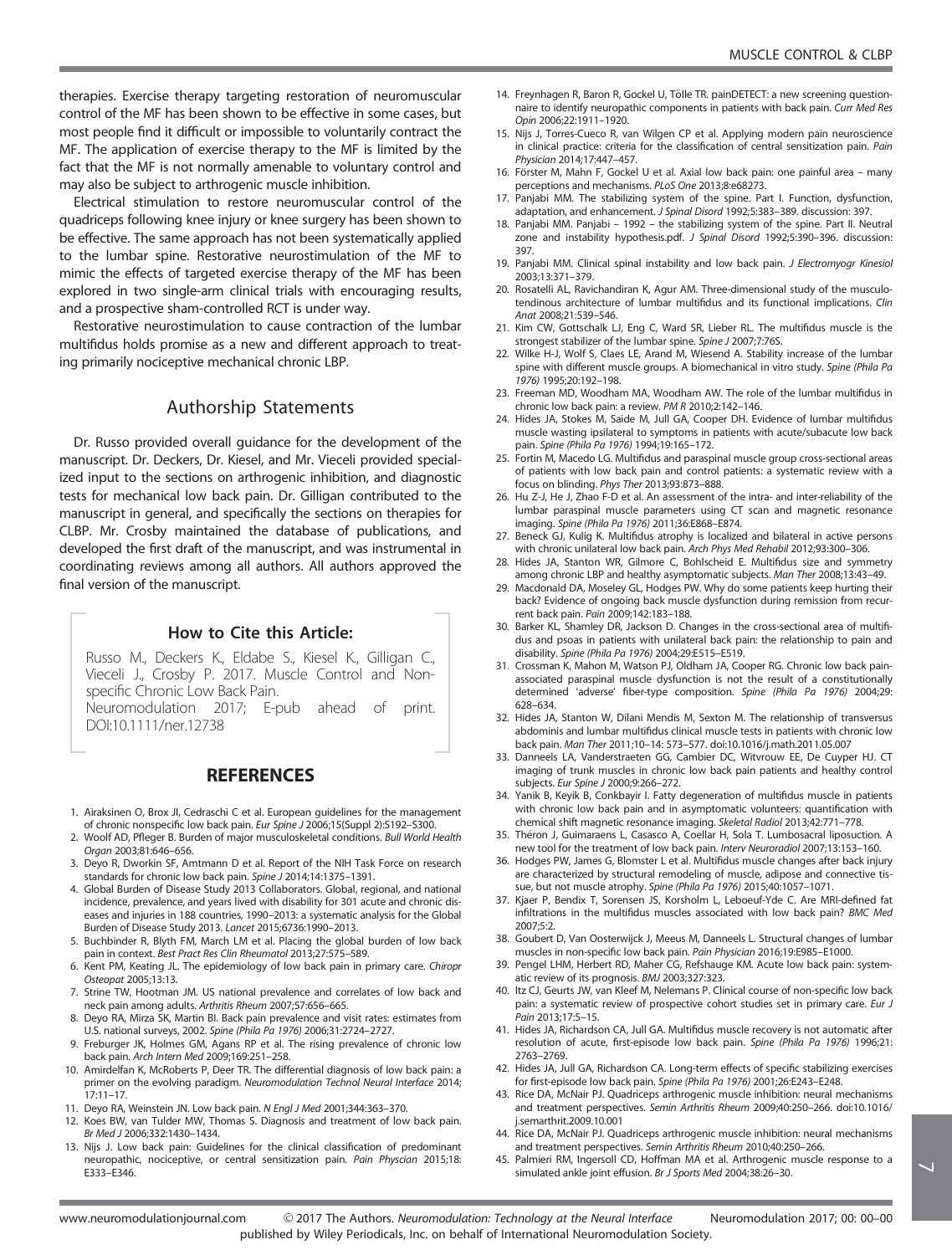therapies. Exercise therapy targeting restoration of neuromuscular control of the MF has been shown to be effective in some cases, but most people find it difficult or impossible to voluntarily contract the MF. The application of exercise therapy to the MF is limited by the fact that the MF is not normally amenable to voluntary control and may also be subject to arthrogenic muscle inhibition.

Electrical stimulation to restore neuromuscular control of the quadriceps following knee injury or knee surgery has been shown to be effective. The same approach has not been systematically applied to the lumbar spine. Restorative neurostimulation of the MF to mimic the effects of targeted exercise therapy of the MF has been explored in two single-arm clinical trials with encouraging results, and a prospective sham-controlled RCT is under way.

Restorative neurostimulation to cause contraction of the lumbar multifidus holds promise as a new and different approach to treating primarily nociceptive mechanical chronic LBP.

## Authorship Statements

Dr. Russo provided overall guidance for the development of the manuscript. Dr. Deckers, Dr. Kiesel, and Mr. Vieceli provided specialized input to the sections on arthrogenic inhibition, and diagnostic tests for mechanical low back pain. Dr. Gilligan contributed to the manuscript in general, and specifically the sections on therapies for CLBP. Mr. Crosby maintained the database of publications, and developed the first draft of the manuscript, and was instrumental in coordinating reviews among all authors. All authors approved the final version of the manuscript.

### How to Cite this Article:

Russo M., Deckers K., Eldabe S., Kiesel K., Gilligan C., Vieceli J., Crosby P. 2017. Muscle Control and Non-specific Chronic Low Back Pain.
Neuromodulation 2017; E-pub ahead of print. DOI:10.1111/ner.12738

## REFERENCES

1. Airaksinen O, Brox JI, Cedraschi C et al. European guidelines for the management of chronic nonspecific low back pain. *Eur Spine J* 2006;15(Suppl 2):S192–S300.
2. Woolf AD, Pfleger B. Burden of major musculoskeletal conditions. *Bull World Health Organ* 2003;81:646–656.
3. Deyo R, Dworkin SF, Amtmann D et al. Report of the NIH Task Force on research standards for chronic low back pain. *Spine J* 2014;14:1375–1391.
4. Global Burden of Disease Study 2013 Collaborators. Global, regional, and national incidence, prevalence, and years lived with disability for 301 acute and chronic diseases and injuries in 188 countries, 1990–2013: a systematic analysis for the Global Burden of Disease Study 2013. *Lancet* 2015;6736:1990–2013.
5. Buchbinder R, Blyth FM, March LM et al. Placing the global burden of low back pain in context. *Best Pract Res Clin Rheumatol* 2013;27:575–589.
6. Kent PM, Keating JL. The epidemiology of low back pain in primary care. *Chiropr Osteopat* 2005;13:13.
7. Strine TW, Hootman JM. US national prevalence and correlates of low back and neck pain among adults. *Arthritis Rheum* 2007;57:656–665.
8. Deyo RA, Mirza SK, Martin BI. Back pain prevalence and visit rates: estimates from U.S. national surveys, 2002. *Spine (Phila Pa 1976)* 2006;31:2724–2727.
9. Freburger JK, Holmes GM, Agans RP et al. The rising prevalence of chronic low back pain. *Arch Intern Med* 2009;169:251–258.
10. Amirdelfan K, McRoberts P, Deer TR. The differential diagnosis of low back pain: a primer on the evolving paradigm. *Neuromodulation Technol Neural Interface* 2014; 17:11–17.
11. Deyo RA, Weinstein JN. Low back pain. *N Engl J Med* 2001;344:363–370.
12. Koes BW, van Tulder MW, Thomas S. Diagnosis and treatment of low back pain. *Br Med J* 2006;332:1430–1434.
13. Nijs J. Low back pain: Guidelines for the clinical classification of predominant neuropathic, nociceptive, or central sensitization pain. *Pain Physcian* 2015;18: E333–E346.
14. Freynhagen R, Baron R, Gockel U, Tölle TR. painDETECT: a new screening questionnaire to identify neuropathic components in patients with back pain. *Curr Med Res Opin* 2006;22:1911–1920.
15. Nijs J, Torres-Cueco R, van Wilgen CP et al. Applying modern pain neuroscience in clinical practice: criteria for the classification of central sensitization pain. *Pain Physician* 2014;17:447–457.
16. Förster M, Mahn F, Gockel U et al. Axial low back pain: one painful area – many perceptions and mechanisms. *PLoS One* 2013;8:e68273.
17. Panjabi MM. The stabilizing system of the spine. Part I. Function, dysfunction, adaptation, and enhancement. *J Spinal Disord* 1992;5:383–389. discussion: 397.
18. Panjabi MM. Panjabi – 1992 – the stabilizing system of the spine. Part II. Neutral zone and instability hypothesis.pdf. *J Spinal Disord* 1992;5:390–396. discussion: 397.
19. Panjabi MM. Clinical spinal instability and low back pain. *J Electromyogr Kinesiol* 2003;13:371–379.
20. Rosatelli AL, Ravichandiran K, Agur AM. Three-dimensional study of the musculotendinous architecture of lumbar multifidus and its functional implications. *Clin Anat* 2008;21:539–546.
21. Kim CW, Gottschalk LJ, Eng C, Ward SR, Lieber RL. The multifidus muscle is the strongest stabilizer of the lumbar spine. *Spine J* 2007;7:76S.
22. Wilke H-J, Wolf S, Claes LE, Arand M, Wiesend A. Stability increase of the lumbar spine with different muscle groups. A biomechanical in vitro study. *Spine (Phila Pa 1976)* 1995;20:192–198.
23. Freeman MD, Woodham MA, Woodham AW. The role of the lumbar multifidus in chronic low back pain: a review. *PM R* 2010;2:142–146.
24. Hides JA, Stokes M, Saide M, Jull GA, Cooper DH. Evidence of lumbar multifidus muscle wasting ipsilateral to symptoms in patients with acute/subacute low back pain. *Spine (Phila Pa 1976)* 1994;19:165–172.
25. Fortin M, Macedo LG. Multifidus and paraspinal muscle group cross-sectional areas of patients with low back pain and control patients: a systematic review with a focus on blinding. *Phys Ther* 2013;93:873–888.
26. Hu Z-J, He J, Zhao F-D et al. An assessment of the intra- and inter-reliability of the lumbar paraspinal muscle parameters using CT scan and magnetic resonance imaging. *Spine (Phila Pa 1976)* 2011;36:E868–E874.
27. Beneck GJ, Kulig K. Multifidus atrophy is localized and bilateral in active persons with chronic unilateral low back pain. *Arch Phys Med Rehabil* 2012;93:300–306.
28. Hides JA, Stanton WR, Gilmore C, Bohlscheid E. Multifidus size and symmetry among chronic LBP and healthy asymptomatic subjects. *Man Ther* 2008;13:43–49.
29. Macdonald DA, Moseley GL, Hodges PW. Why do some patients keep hurting their back? Evidence of ongoing back muscle dysfunction during remission from recurrent back pain. *Pain* 2009;142:183–188.
30. Barker KL, Shamley DR, Jackson D. Changes in the cross-sectional area of multifidus and psoas in patients with unilateral back pain: the relationship to pain and disability. *Spine (Phila Pa 1976)* 2004;29:E515–E519.
31. Crossman K, Mahon M, Watson PJ, Oldham JA, Cooper RG. Chronic low back pain-associated paraspinal muscle dysfunction is not the result of a constitutionally determined 'adverse' fiber-type composition. *Spine (Phila Pa 1976)* 2004;29: 628–634.
32. Hides JA, Stanton W, Dilani Mendis M, Sexton M. The relationship of transversus abdominis and lumbar multifidus clinical muscle tests in patients with chronic low back pain. *Man Ther* 2011;10–14: 573–577. doi:10.1016/j.math.2011.05.007
33. Danneels LA, Vanderstraeten GG, Cambier DC, Witvrouw EE, De Cuyper HJ. CT imaging of trunk muscles in chronic low back pain patients and healthy control subjects. *Eur Spine J* 2000;9:266–272.
34. Yanik B, Keyik B, Conkbayir I. Fatty degeneration of multifidus muscle in patients with chronic low back pain and in asymptomatic volunteers: quantification with chemical shift magnetic resonance imaging. *Skeletal Radiol* 2013;42:771–778.
35. Théron J, Guimaraens L, Casasco A, Coellar H, Sola T. Lumbosacral liposuction. A new tool for the treatment of low back pain. *Interv Neuroradiol* 2007;13:153–160.
36. Hodges PW, James G, Blomster L et al. Multifidus muscle changes after back injury are characterized by structural remodeling of muscle, adipose and connective tissue, but not muscle atrophy. *Spine (Phila Pa 1976)* 2015;40:1057–1071.
37. Kjaer P, Bendix T, Sorensen JS, Korsholm L, Leboeuf-Yde C. Are MRI-defined fat infiltrations in the multifidus muscles associated with low back pain? *BMC Med* 2007;5:2.
38. Goubert D, Van Oosterwijck J, Meeus M, Danneels L. Structural changes of lumbar muscles in non-specific low back pain. *Pain Physician* 2016;19:E985–E1000.
39. Pengel LHM, Herbert RD, Maher CG, Refshauge KM. Acute low back pain: systematic review of its prognosis. *BMJ* 2003;327:323.
40. Itz CJ, Geurts JW, van Kleef M, Nelemans P. Clinical course of non-specific low back pain: a systematic review of prospective cohort studies set in primary care. *Eur J Pain* 2013;17:5–15.
41. Hides JA, Richardson CA, Jull GA. Multifidus muscle recovery is not automatic after resolution of acute, first-episode low back pain. *Spine (Phila Pa 1976)* 1996;21: 2763–2769.
42. Hides JA, Jull GA, Richardson CA. Long-term effects of specific stabilizing exercises for first-episode low back pain. *Spine (Phila Pa 1976)* 2001;26:E243–E248.
43. Rice DA, McNair PJ. Quadriceps arthrogenic muscle inhibition: neural mechanisms and treatment perspectives. *Semin Arthritis Rheum* 2009;40:250–266. doi:10.1016/j.semarthrit.2009.10.001
44. Rice DA, McNair PJ. Quadriceps arthrogenic muscle inhibition: neural mechanisms and treatment perspectives. *Semin Arthritis Rheum* 2010;40:250–266.
45. Palmieri RM, Ingersoll CD, Hoffman MA et al. Arthrogenic muscle response to a simulated ankle joint effusion. *Br J Sports Med* 2004;38:26–30.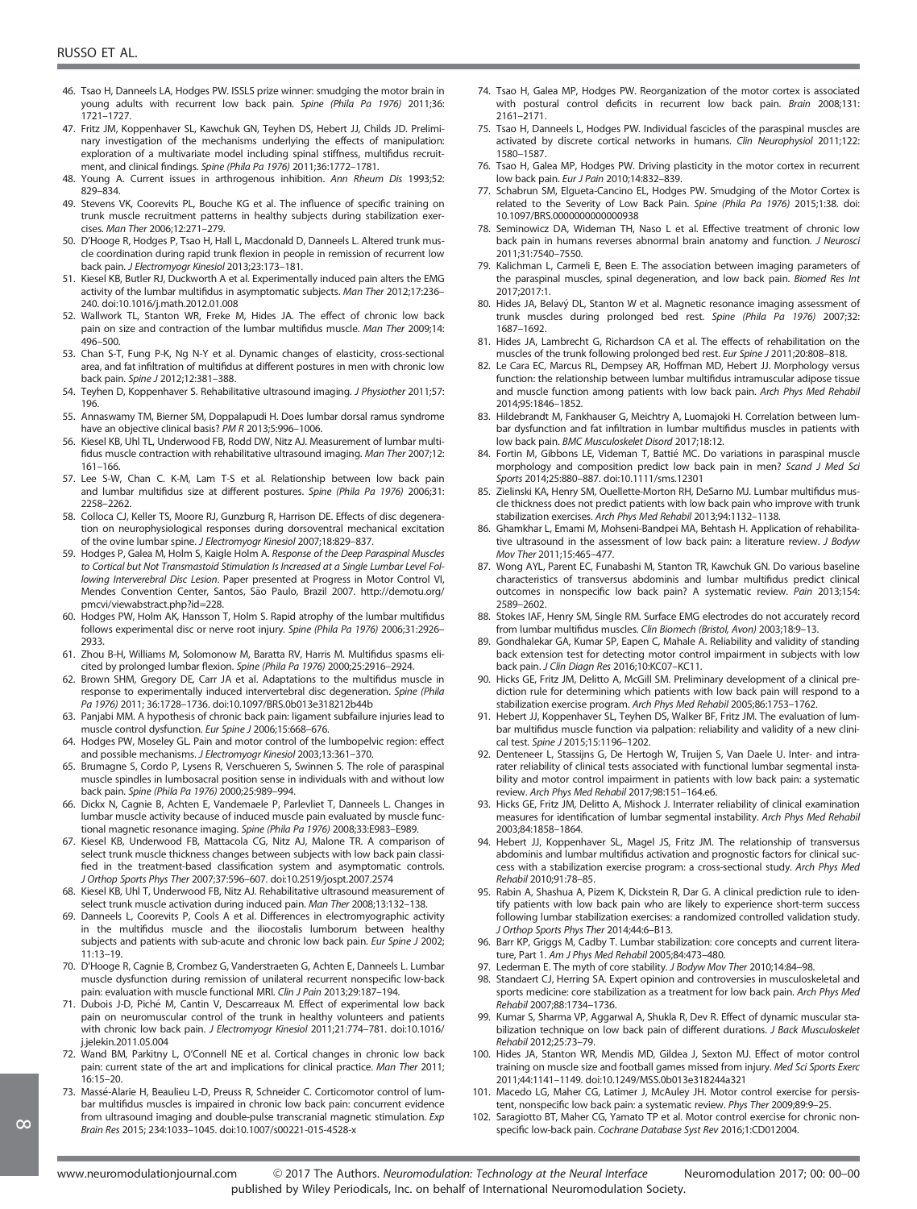46. Tsao H, Danneels LA, Hodges PW. ISSLS prize winner: smudging the motor brain in young adults with recurrent low back pain. *Spine (Phila Pa 1976)* 2011;36: 1721–1727.
47. Fritz JM, Koppenhaver SL, Kawchuk GN, Teyhen DS, Hebert JJ, Childs JD. Preliminary investigation of the mechanisms underlying the effects of manipulation: exploration of a multivariate model including spinal stiffness, multifidus recruitment, and clinical findings. *Spine (Phila Pa 1976)* 2011;36:1772–1781.
48. Young A. Current issues in arthrogenous inhibition. *Ann Rheum Dis* 1993;52: 829–834.
49. Stevens VK, Coorevits PL, Bouche KG et al. The influence of specific training on trunk muscle recruitment patterns in healthy subjects during stabilization exercises. *Man Ther* 2006;12:271–279.
50. D'Hooge R, Hodges P, Tsao H, Hall L, Macdonald D, Danneels L. Altered trunk muscle coordination during rapid trunk flexion in people in remission of recurrent low back pain. *J Electromyogr Kinesiol* 2013;23:173–181.
51. Kiesel KB, Butler RJ, Duckworth A et al. Experimentally induced pain alters the EMG activity of the lumbar multifidus in asymptomatic subjects. *Man Ther* 2012;17:236–240. doi:10.1016/j.math.2012.01.008
52. Wallwork TL, Stanton WR, Freke M, Hides JA. The effect of chronic low back pain on size and contraction of the lumbar multifidus muscle. *Man Ther* 2009;14: 496–500.
53. Chan S-T, Fung P-K, Ng N-Y et al. Dynamic changes of elasticity, cross-sectional area, and fat infiltration of multifidus at different postures in men with chronic low back pain. *Spine J* 2012;12:381–388.
54. Teyhen D, Koppenhaver S. Rehabilitative ultrasound imaging. *J Physiother* 2011;57: 196.
55. Annaswamy TM, Bierner SM, Doppalapudi H. Does lumbar dorsal ramus syndrome have an objective clinical basis? *PM R* 2013;5:996–1006.
56. Kiesel KB, Uhl TL, Underwood FB, Rodd DW, Nitz AJ. Measurement of lumbar multifidus muscle contraction with rehabilitative ultrasound imaging. *Man Ther* 2007;12: 161–166.
57. Lee S-W, Chan C. K-M, Lam T-S et al. Relationship between low back pain and lumbar multifidus size at different postures. *Spine (Phila Pa 1976)* 2006;31: 2258–2262.
58. Colloca CJ, Keller TS, Moore RJ, Gunzburg R, Harrison DE. Effects of disc degeneration on neurophysiological responses during dorsoventral mechanical excitation of the ovine lumbar spine. *J Electromyogr Kinesiol* 2007;18:829–837.
59. Hodges P, Galea M, Holm S, Kaigle Holm A. *Response of the Deep Paraspinal Muscles to Cortical but Not Transmastoid Stimulation Is Increased at a Single Lumbar Level Following Interverebral Disc Lesion*. Paper presented at Progress in Motor Control VI, Mendes Convention Center, Santos, São Paulo, Brazil 2007. http://demotu.org/pmcvi/viewabstract.php?id=228.
60. Hodges PW, Holm AK, Hansson T, Holm S. Rapid atrophy of the lumbar multifidus follows experimental disc or nerve root injury. *Spine (Phila Pa 1976)* 2006;31:2926–2933.
61. Zhou B-H, Williams M, Solomonow M, Baratta RV, Harris M. Multifidus spasms elicited by prolonged lumbar flexion. *Spine (Phila Pa 1976)* 2000;25:2916–2924.
62. Brown SHM, Gregory DE, Carr JA et al. Adaptations to the multifidus muscle in response to experimentally induced intervertebral disc degeneration. *Spine (Phila Pa 1976)* 2011; 36:1728–1736. doi:10.1097/BRS.0b013e318212b44b
63. Panjabi MM. A hypothesis of chronic back pain: ligament subfailure injuries lead to muscle control dysfunction. *Eur Spine J* 2006;15:668–676.
64. Hodges PW, Moseley GL. Pain and motor control of the lumbopelvic region: effect and possible mechanisms. *J Electromyogr Kinesiol* 2003;13:361–370.
65. Brumagne S, Cordo P, Lysens R, Verschueren S, Swinnen S. The role of paraspinal muscle spindles in lumbosacral position sense in individuals with and without low back pain. *Spine (Phila Pa 1976)* 2000;25:989–994.
66. Dickx N, Cagnie B, Achten E, Vandemaele P, Parlevliet T, Danneels L. Changes in lumbar muscle activity because of induced muscle pain evaluated by muscle functional magnetic resonance imaging. *Spine (Phila Pa 1976)* 2008;33:E983–E989.
67. Kiesel KB, Underwood FB, Mattacola CG, Nitz AJ, Malone TR. A comparison of select trunk muscle thickness changes between subjects with low back pain classified in the treatment-based classification system and asymptomatic controls. *J Orthop Sports Phys Ther* 2007;37:596–607. doi:10.2519/jospt.2007.2574
68. Kiesel KB, Uhl T, Underwood FB, Nitz AJ. Rehabilitative ultrasound measurement of select trunk muscle activation during induced pain. *Man Ther* 2008;13:132–138.
69. Danneels L, Coorevits P, Cools A et al. Differences in electromyographic activity in the multifidus muscle and the iliocostalis lumborum between healthy subjects and patients with sub-acute and chronic low back pain. *Eur Spine J* 2002; 11:13–19.
70. D'Hooge R, Cagnie B, Crombez G, Vanderstraeten G, Achten E, Danneels L. Lumbar muscle dysfunction during remission of unilateral recurrent nonspecific low-back pain: evaluation with muscle functional MRI. *Clin J Pain* 2013;29:187–194.
71. Dubois J-D, Piché M, Cantin V, Descarreaux M. Effect of experimental low back pain on neuromuscular control of the trunk in healthy volunteers and patients with chronic low back pain. *J Electromyogr Kinesiol* 2011;21:774–781. doi:10.1016/j.jelekin.2011.05.004
72. Wand BM, Parkitny L, O'Connell NE et al. Cortical changes in chronic low back pain: current state of the art and implications for clinical practice. *Man Ther* 2011; 16:15–20.
73. Massé-Alarie H, Beaulieu L-D, Preuss R, Schneider C. Corticomotor control of lumbar multifidus muscles is impaired in chronic low back pain: concurrent evidence from ultrasound imaging and double-pulse transcranial magnetic stimulation. *Exp Brain Res* 2015; 234:1033–1045. doi:10.1007/s00221-015-4528-x
74. Tsao H, Galea MP, Hodges PW. Reorganization of the motor cortex is associated with postural control deficits in recurrent low back pain. *Brain* 2008;131: 2161–2171.
75. Tsao H, Danneels L, Hodges PW. Individual fascicles of the paraspinal muscles are activated by discrete cortical networks in humans. *Clin Neurophysiol* 2011;122: 1580–1587.
76. Tsao H, Galea MP, Hodges PW. Driving plasticity in the motor cortex in recurrent low back pain. *Eur J Pain* 2010;14:832–839.
77. Schabrun SM, Elgueta-Cancino EL, Hodges PW. Smudging of the Motor Cortex is related to the Severity of Low Back Pain. *Spine (Phila Pa 1976)* 2015;1:38. doi: 10.1097/BRS.0000000000000938
78. Seminowicz DA, Wideman TH, Naso L et al. Effective treatment of chronic low back pain in humans reverses abnormal brain anatomy and function. *J Neurosci* 2011;31:7540–7550.
79. Kalichman L, Carmeli E, Been E. The association between imaging parameters of the paraspinal muscles, spinal degeneration, and low back pain. *Biomed Res Int* 2017;2017:1.
80. Hides JA, Belavý DL, Stanton W et al. Magnetic resonance imaging assessment of trunk muscles during prolonged bed rest. *Spine (Phila Pa 1976)* 2007;32: 1687–1692.
81. Hides JA, Lambrecht G, Richardson CA et al. The effects of rehabilitation on the muscles of the trunk following prolonged bed rest. *Eur Spine J* 2011;20:808–818.
82. Le Cara EC, Marcus RL, Dempsey AR, Hoffman MD, Hebert JJ. Morphology versus function: the relationship between lumbar multifidus intramuscular adipose tissue and muscle function among patients with low back pain. *Arch Phys Med Rehabil* 2014;95:1846–1852.
83. Hildebrandt M, Fankhauser G, Meichtry A, Luomajoki H. Correlation between lumbar dysfunction and fat infiltration in lumbar multifidus muscles in patients with low back pain. *BMC Musculoskelet Disord* 2017;18:12.
84. Fortin M, Gibbons LE, Videman T, Battié MC. Do variations in paraspinal muscle morphology and composition predict low back pain in men? *Scand J Med Sci Sports* 2014;25:880–887. doi:10.1111/sms.12301
85. Zielinski KA, Henry SM, Ouellette-Morton RH, DeSarno MJ. Lumbar multifidus muscle thickness does not predict patients with low back pain who improve with trunk stabilization exercises. *Arch Phys Med Rehabil* 2013;94:1132–1138.
86. Ghamkhar L, Emami M, Mohseni-Bandpei MA, Behtash H. Application of rehabilitative ultrasound in the assessment of low back pain: a literature review. *J Bodyw Mov Ther* 2011;15:465–477.
87. Wong AYL, Parent EC, Funabashi M, Stanton TR, Kawchuk GN. Do various baseline characteristics of transversus abdominis and lumbar multifidus predict clinical outcomes in nonspecific low back pain? A systematic review. *Pain* 2013;154: 2589–2602.
88. Stokes IAF, Henry SM, Single RM. Surface EMG electrodes do not accurately record from lumbar multifidus muscles. *Clin Biomech (Bristol, Avon)* 2003;18:9–13.
89. Gondhalekar GA, Kumar SP, Eapen C, Mahale A. Reliability and validity of standing back extension test for detecting motor control impairment in subjects with low back pain. *J Clin Diagn Res* 2016;10:KC07–KC11.
90. Hicks GE, Fritz JM, Delitto A, McGill SM. Preliminary development of a clinical prediction rule for determining which patients with low back pain will respond to a stabilization exercise program. *Arch Phys Med Rehabil* 2005;86:1753–1762.
91. Hebert JJ, Koppenhaver SL, Teyhen DS, Walker BF, Fritz JM. The evaluation of lumbar multifidus muscle function via palpation: reliability and validity of a new clinical test. *Spine J* 2015;15:1196–1202.
92. Denteneer L, Stassijns G, De Hertogh W, Truijen S, Van Daele U. Inter- and intrarater reliability of clinical tests associated with functional lumbar segmental instability and motor control impairment in patients with low back pain: a systematic review. *Arch Phys Med Rehabil* 2017;98:151–164.e6.
93. Hicks GE, Fritz JM, Delitto A, Mishock J. Interrater reliability of clinical examination measures for identification of lumbar segmental instability. *Arch Phys Med Rehabil* 2003;84:1858–1864.
94. Hebert JJ, Koppenhaver SL, Magel JS, Fritz JM. The relationship of transversus abdominis and lumbar multifidus activation and prognostic factors for clinical success with a stabilization exercise program: a cross-sectional study. *Arch Phys Med Rehabil* 2010;91:78–85.
95. Rabin A, Shashua A, Pizem K, Dickstein R, Dar G. A clinical prediction rule to identify patients with low back pain who are likely to experience short-term success following lumbar stabilization exercises: a randomized controlled validation study. *J Orthop Sports Phys Ther* 2014;44:6–B13.
96. Barr KP, Griggs M, Cadby T. Lumbar stabilization: core concepts and current literature, Part 1. *Am J Phys Med Rehabil* 2005;84:473–480.
97. Lederman E. The myth of core stability. *J Bodyw Mov Ther* 2010;14:84–98.
98. Standaert CJ, Herring SA. Expert opinion and controversies in musculoskeletal and sports medicine: core stabilization as a treatment for low back pain. *Arch Phys Med Rehabil* 2007;88:1734–1736.
99. Kumar S, Sharma VP, Aggarwal A, Shukla R, Dev R. Effect of dynamic muscular stabilization technique on low back pain of different durations. *J Back Musculoskelet Rehabil* 2012;25:73–79.
100. Hides JA, Stanton WR, Mendis MD, Gildea J, Sexton MJ. Effect of motor control training on muscle size and football games missed from injury. *Med Sci Sports Exerc* 2011;44:1141–1149. doi:10.1249/MSS.0b013e318244a321
101. Macedo LG, Maher CG, Latimer J, McAuley JH. Motor control exercise for persistent, nonspecific low back pain: a systematic review. *Phys Ther* 2009;89:9–25.
102. Saragiotto BT, Maher CG, Yamato TP et al. Motor control exercise for chronic nonspecific low-back pain. *Cochrane Database Syst Rev* 2016;1:CD012004.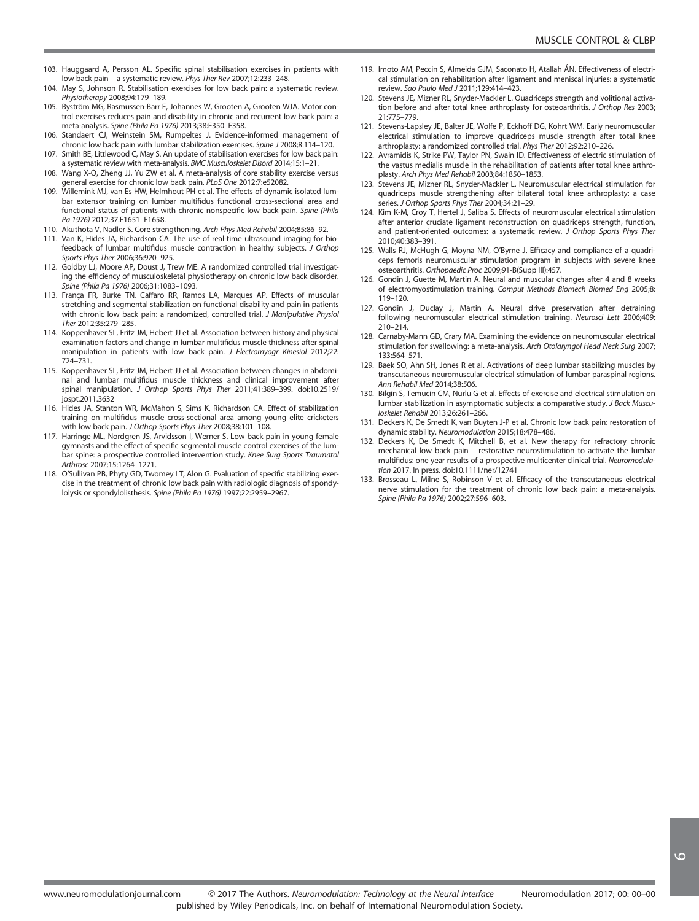103. Hauggaard A, Persson AL. Specific spinal stabilisation exercises in patients with low back pain – a systematic review. *Phys Ther Rev* 2007;12:233–248.
104. May S, Johnson R. Stabilisation exercises for low back pain: a systematic review. *Physiotherapy* 2008;94:179–189.
105. Byström MG, Rasmussen-Barr E, Johannes W, Grooten A, Grooten WJA. Motor control exercises reduces pain and disability in chronic and recurrent low back pain: a meta-analysis. *Spine (Phila Pa 1976)* 2013;38:E350–E358.
106. Standaert CJ, Weinstein SM, Rumpeltes J. Evidence-informed management of chronic low back pain with lumbar stabilization exercises. *Spine J* 2008;8:114–120.
107. Smith BE, Littlewood C, May S. An update of stabilisation exercises for low back pain: a systematic review with meta-analysis. *BMC Musculoskelet Disord* 2014;15:1–21.
108. Wang X-Q, Zheng JJ, Yu ZW et al. A meta-analysis of core stability exercise versus general exercise for chronic low back pain. *PLoS One* 2012;7:e52082.
109. Willemink MJ, van Es HW, Helmhout PH et al. The effects of dynamic isolated lumbar extensor training on lumbar multifidus functional cross-sectional area and functional status of patients with chronic nonspecific low back pain. *Spine (Phila Pa 1976)* 2012;37:E1651–E1658.
110. Akuthota V, Nadler S. Core strengthening. *Arch Phys Med Rehabil* 2004;85:86–92.
111. Van K, Hides JA, Richardson CA. The use of real-time ultrasound imaging for biofeedback of lumbar multifidus muscle contraction in healthy subjects. *J Orthop Sports Phys Ther* 2006;36:920–925.
112. Goldby LJ, Moore AP, Doust J, Trew ME. A randomized controlled trial investigating the efficiency of musculoskeletal physiotherapy on chronic low back disorder. *Spine (Phila Pa 1976)* 2006;31:1083–1093.
113. França FR, Burke TN, Caffaro RR, Ramos LA, Marques AP. Effects of muscular stretching and segmental stabilization on functional disability and pain in patients with chronic low back pain: a randomized, controlled trial. *J Manipulative Physiol Ther* 2012;35:279–285.
114. Koppenhaver SL, Fritz JM, Hebert JJ et al. Association between history and physical examination factors and change in lumbar multifidus muscle thickness after spinal manipulation in patients with low back pain. *J Electromyogr Kinesiol* 2012;22: 724–731.
115. Koppenhaver SL, Fritz JM, Hebert JJ et al. Association between changes in abdominal and lumbar multifidus muscle thickness and clinical improvement after spinal manipulation. *J Orthop Sports Phys Ther* 2011;41:389–399. doi:10.2519/jospt.2011.3632
116. Hides JA, Stanton WR, McMahon S, Sims K, Richardson CA. Effect of stabilization training on multifidus muscle cross-sectional area among young elite cricketers with low back pain. *J Orthop Sports Phys Ther* 2008;38:101–108.
117. Harringe ML, Nordgren JS, Arvidsson I, Werner S. Low back pain in young female gymnasts and the effect of specific segmental muscle control exercises of the lumbar spine: a prospective controlled intervention study. *Knee Surg Sports Traumatol Arthrosc* 2007;15:1264–1271.
118. O'Sullivan PB, Phyty GD, Twomey LT, Alon G. Evaluation of specific stabilizing exercise in the treatment of chronic low back pain with radiologic diagnosis of spondylolysis or spondylolisthesis. *Spine (Phila Pa 1976)* 1997;22:2959–2967.
119. Imoto AM, Peccin S, Almeida GJM, Saconato H, Atallah ÁN. Effectiveness of electrical stimulation on rehabilitation after ligament and meniscal injuries: a systematic review. *Sao Paulo Med J* 2011;129:414–423.
120. Stevens JE, Mizner RL, Snyder-Mackler L. Quadriceps strength and volitional activation before and after total knee arthroplasty for osteoarthritis. *J Orthop Res* 2003; 21:775–779.
121. Stevens-Lapsley JE, Balter JE, Wolfe P, Eckhoff DG, Kohrt WM. Early neuromuscular electrical stimulation to improve quadriceps muscle strength after total knee arthroplasty: a randomized controlled trial. *Phys Ther* 2012;92:210–226.
122. Avramidis K, Strike PW, Taylor PN, Swain ID. Effectiveness of electric stimulation of the vastus medialis muscle in the rehabilitation of patients after total knee arthroplasty. *Arch Phys Med Rehabil* 2003;84:1850–1853.
123. Stevens JE, Mizner RL, Snyder-Mackler L. Neuromuscular electrical stimulation for quadriceps muscle strengthening after bilateral total knee arthroplasty: a case series. *J Orthop Sports Phys Ther* 2004;34:21–29.
124. Kim K-M, Croy T, Hertel J, Saliba S. Effects of neuromuscular electrical stimulation after anterior cruciate ligament reconstruction on quadriceps strength, function, and patient-oriented outcomes: a systematic review. *J Orthop Sports Phys Ther* 2010;40:383–391.
125. Walls RJ, McHugh G, Moyna NM, O'Byrne J. Efficacy and compliance of a quadriceps femoris neuromuscular stimulation program in subjects with severe knee osteoarthritis. *Orthopaedic Proc* 2009;91-B(Supp III):457.
126. Gondin J, Guette M, Martin A. Neural and muscular changes after 4 and 8 weeks of electromyostimulation training. *Comput Methods Biomech Biomed Eng* 2005;8: 119–120.
127. Gondin J, Duclay J, Martin A. Neural drive preservation after detraining following neuromuscular electrical stimulation training. *Neurosci Lett* 2006;409: 210–214.
128. Carnaby-Mann GD, Crary MA. Examining the evidence on neuromuscular electrical stimulation for swallowing: a meta-analysis. *Arch Otolaryngol Head Neck Surg* 2007; 133:564–571.
129. Baek SO, Ahn SH, Jones R et al. Activations of deep lumbar stabilizing muscles by transcutaneous neuromuscular electrical stimulation of lumbar paraspinal regions. *Ann Rehabil Med* 2014;38:506.
130. Bilgin S, Temucin CM, Nurlu G et al. Effects of exercise and electrical stimulation on lumbar stabilization in asymptomatic subjects: a comparative study. *J Back Musculoskelet Rehabil* 2013;26:261–266.
131. Deckers K, De Smedt K, van Buyten J-P et al. Chronic low back pain: restoration of dynamic stability. *Neuromodulation* 2015;18:478–486.
132. Deckers K, De Smedt K, Mitchell B, et al. New therapy for refractory chronic mechanical low back pain – restorative neurostimulation to activate the lumbar multifidus: one year results of a prospective multicenter clinical trial. *Neuromodulation* 2017. In press. doi:10.1111/ner/12741
133. Brosseau L, Milne S, Robinson V et al. Efficacy of the transcutaneous electrical nerve stimulation for the treatment of chronic low back pain: a meta-analysis. *Spine (Phila Pa 1976)* 2002;27:596–603.